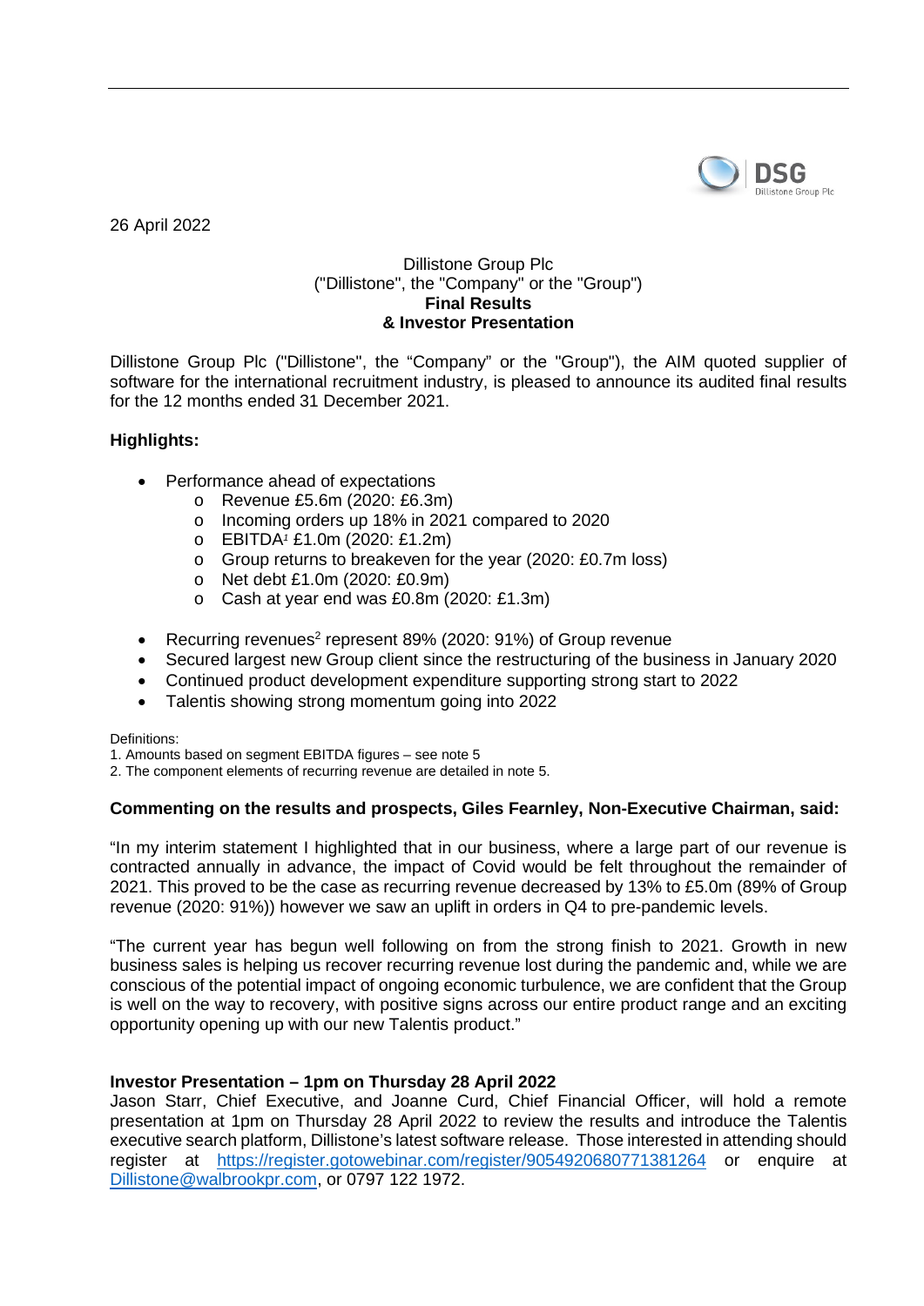26 April 2022

Dillistone Group Plc
("Dillistone", the "Company" or the "Group")
**Final Results**
**& Investor Presentation**

Dillistone Group Plc ("Dillistone", the "Company" or the "Group"), the AIM quoted supplier of software for the international recruitment industry, is pleased to announce its audited final results for the 12 months ended 31 December 2021.

**Highlights:**

- Performance ahead of expectations
  - Revenue £5.6m (2020: £6.3m)
  - Incoming orders up 18% in 2021 compared to 2020
  - EBITDA[1] £1.0m (2020: £1.2m)
  - Group returns to breakeven for the year (2020: £0.7m loss)
  - Net debt £1.0m (2020: £0.9m)
  - Cash at year end was £0.8m (2020: £1.3m)
- Recurring revenues[2] represent 89% (2020: 91%) of Group revenue
- Secured largest new Group client since the restructuring of the business in January 2020
- Continued product development expenditure supporting strong start to 2022
- Talentis showing strong momentum going into 2022

Definitions:
1. Amounts based on segment EBITDA figures – see note 5
2. The component elements of recurring revenue are detailed in note 5.

**Commenting on the results and prospects, Giles Fearnley, Non-Executive Chairman, said:**

"In my interim statement I highlighted that in our business, where a large part of our revenue is contracted annually in advance, the impact of Covid would be felt throughout the remainder of 2021. This proved to be the case as recurring revenue decreased by 13% to £5.0m (89% of Group revenue (2020: 91%)) however we saw an uplift in orders in Q4 to pre-pandemic levels.

"The current year has begun well following on from the strong finish to 2021. Growth in new business sales is helping us recover recurring revenue lost during the pandemic and, while we are conscious of the potential impact of ongoing economic turbulence, we are confident that the Group is well on the way to recovery, with positive signs across our entire product range and an exciting opportunity opening up with our new Talentis product."

**Investor Presentation – 1pm on Thursday 28 April 2022**

Jason Starr, Chief Executive, and Joanne Curd, Chief Financial Officer, will hold a remote presentation at 1pm on Thursday 28 April 2022 to review the results and introduce the Talentis executive search platform, Dillistone's latest software release. Those interested in attending should register at https://register.gotowebinar.com/register/9054920680771381264 or enquire at Dillistone@walbrookpr.com, or 0797 122 1972.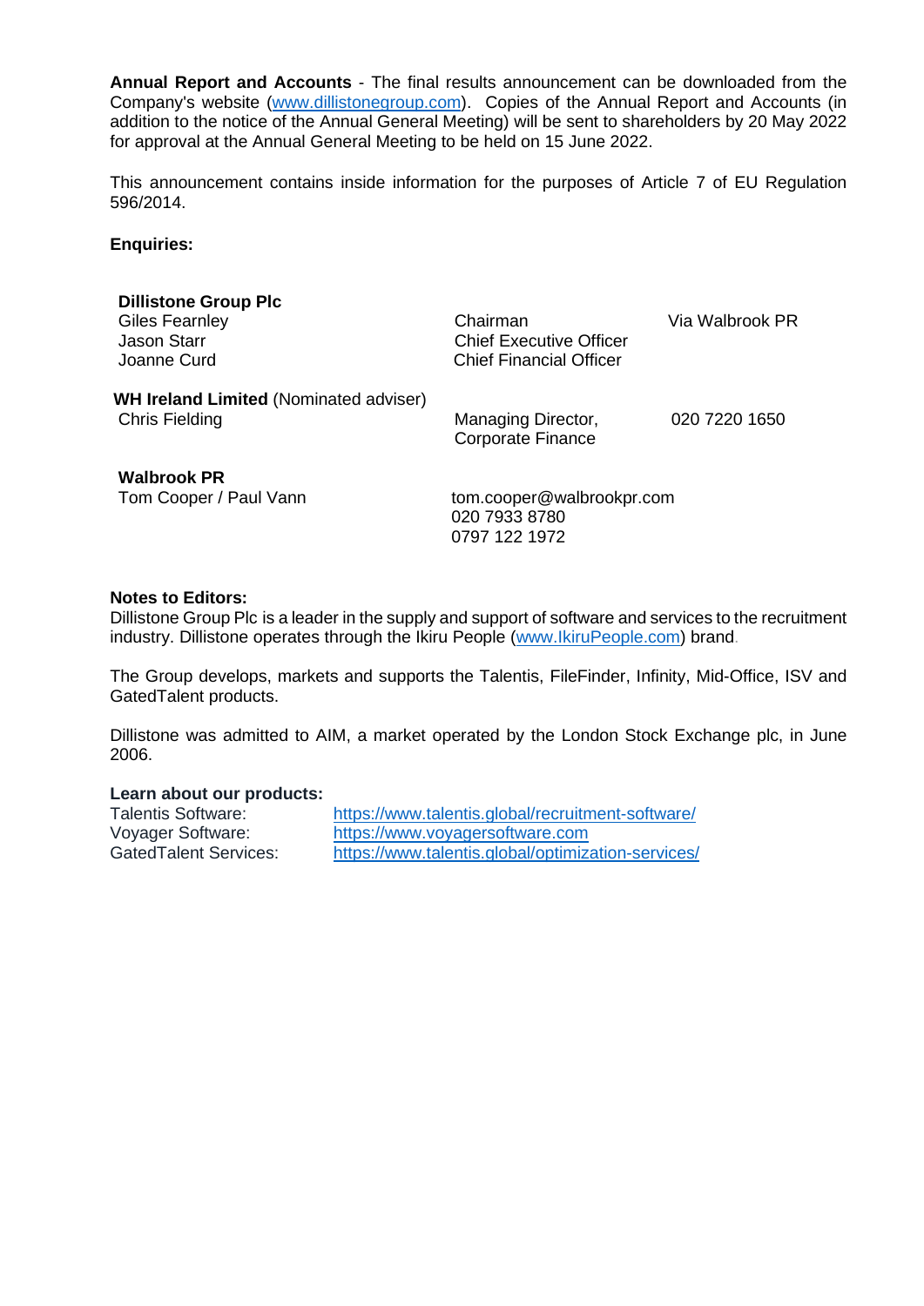**Annual Report and Accounts** - The final results announcement can be downloaded from the Company's website (www.dillistonegroup.com). Copies of the Annual Report and Accounts (in addition to the notice of the Annual General Meeting) will be sent to shareholders by 20 May 2022 for approval at the Annual General Meeting to be held on 15 June 2022.

This announcement contains inside information for the purposes of Article 7 of EU Regulation 596/2014.

**Enquiries:**

| | | |
|---|---|---|
| **Dillistone Group Plc** | | |
| Giles Fearnley | Chairman | Via Walbrook PR |
| Jason Starr | Chief Executive Officer | |
| Joanne Curd | Chief Financial Officer | |
| **WH Ireland Limited** (Nominated adviser) | | |
| Chris Fielding | Managing Director, Corporate Finance | 020 7220 1650 |
| **Walbrook PR** | | |
| Tom Cooper / Paul Vann | tom.cooper@walbrookpr.com<br>020 7933 8780<br>0797 122 1972 | |

**Notes to Editors:**

Dillistone Group Plc is a leader in the supply and support of software and services to the recruitment industry. Dillistone operates through the Ikiru People (www.IkiruPeople.com) brand.

The Group develops, markets and supports the Talentis, FileFinder, Infinity, Mid-Office, ISV and GatedTalent products.

Dillistone was admitted to AIM, a market operated by the London Stock Exchange plc, in June 2006.

**Learn about our products:**

| | |
|---|---|
| Talentis Software: | https://www.talentis.global/recruitment-software/ |
| Voyager Software: | https://www.voyagersoftware.com |
| GatedTalent Services: | https://www.talentis.global/optimization-services/ |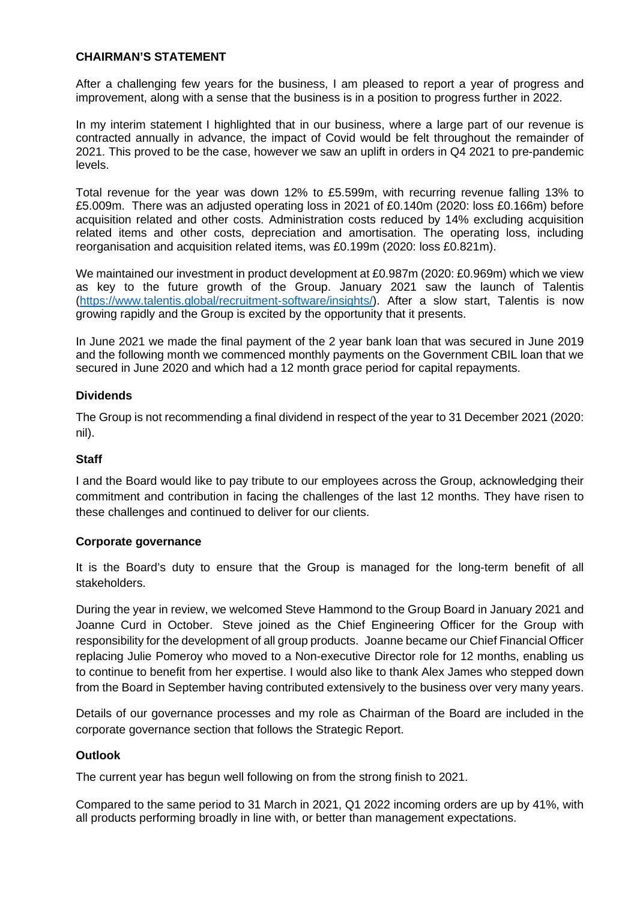# CHAIRMAN'S STATEMENT

After a challenging few years for the business, I am pleased to report a year of progress and improvement, along with a sense that the business is in a position to progress further in 2022.

In my interim statement I highlighted that in our business, where a large part of our revenue is contracted annually in advance, the impact of Covid would be felt throughout the remainder of 2021. This proved to be the case, however we saw an uplift in orders in Q4 2021 to pre-pandemic levels.

Total revenue for the year was down 12% to £5.599m, with recurring revenue falling 13% to £5.009m. There was an adjusted operating loss in 2021 of £0.140m (2020: loss £0.166m) before acquisition related and other costs. Administration costs reduced by 14% excluding acquisition related items and other costs, depreciation and amortisation. The operating loss, including reorganisation and acquisition related items, was £0.199m (2020: loss £0.821m).

We maintained our investment in product development at £0.987m (2020: £0.969m) which we view as key to the future growth of the Group. January 2021 saw the launch of Talentis (https://www.talentis.global/recruitment-software/insights/). After a slow start, Talentis is now growing rapidly and the Group is excited by the opportunity that it presents.

In June 2021 we made the final payment of the 2 year bank loan that was secured in June 2019 and the following month we commenced monthly payments on the Government CBIL loan that we secured in June 2020 and which had a 12 month grace period for capital repayments.

## Dividends

The Group is not recommending a final dividend in respect of the year to 31 December 2021 (2020: nil).

## Staff

I and the Board would like to pay tribute to our employees across the Group, acknowledging their commitment and contribution in facing the challenges of the last 12 months. They have risen to these challenges and continued to deliver for our clients.

## Corporate governance

It is the Board's duty to ensure that the Group is managed for the long-term benefit of all stakeholders.

During the year in review, we welcomed Steve Hammond to the Group Board in January 2021 and Joanne Curd in October. Steve joined as the Chief Engineering Officer for the Group with responsibility for the development of all group products. Joanne became our Chief Financial Officer replacing Julie Pomeroy who moved to a Non-executive Director role for 12 months, enabling us to continue to benefit from her expertise. I would also like to thank Alex James who stepped down from the Board in September having contributed extensively to the business over very many years.

Details of our governance processes and my role as Chairman of the Board are included in the corporate governance section that follows the Strategic Report.

## Outlook

The current year has begun well following on from the strong finish to 2021.

Compared to the same period to 31 March in 2021, Q1 2022 incoming orders are up by 41%, with all products performing broadly in line with, or better than management expectations.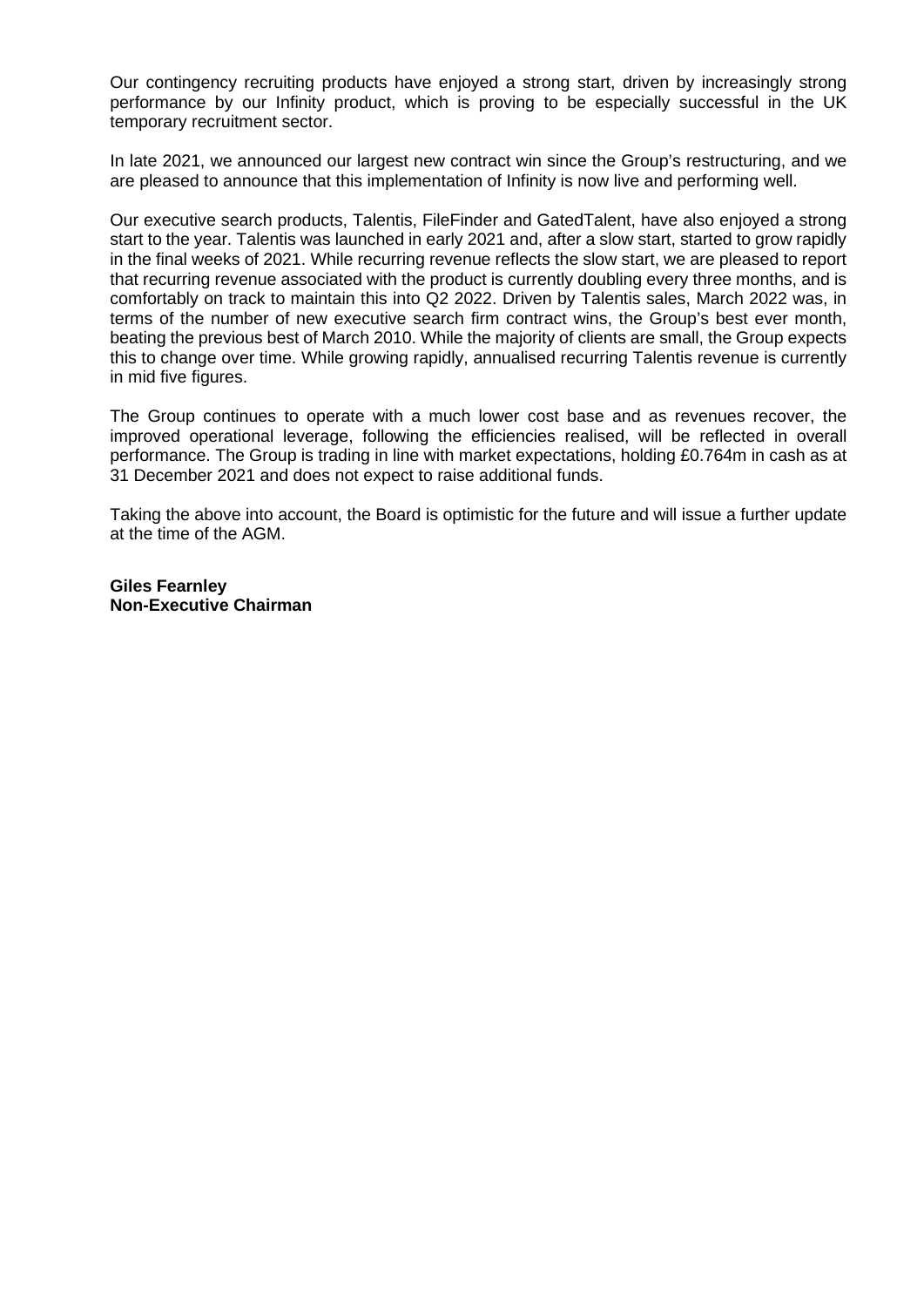Our contingency recruiting products have enjoyed a strong start, driven by increasingly strong performance by our Infinity product, which is proving to be especially successful in the UK temporary recruitment sector.

In late 2021, we announced our largest new contract win since the Group's restructuring, and we are pleased to announce that this implementation of Infinity is now live and performing well.

Our executive search products, Talentis, FileFinder and GatedTalent, have also enjoyed a strong start to the year. Talentis was launched in early 2021 and, after a slow start, started to grow rapidly in the final weeks of 2021. While recurring revenue reflects the slow start, we are pleased to report that recurring revenue associated with the product is currently doubling every three months, and is comfortably on track to maintain this into Q2 2022. Driven by Talentis sales, March 2022 was, in terms of the number of new executive search firm contract wins, the Group's best ever month, beating the previous best of March 2010. While the majority of clients are small, the Group expects this to change over time. While growing rapidly, annualised recurring Talentis revenue is currently in mid five figures.

The Group continues to operate with a much lower cost base and as revenues recover, the improved operational leverage, following the efficiencies realised, will be reflected in overall performance. The Group is trading in line with market expectations, holding £0.764m in cash as at 31 December 2021 and does not expect to raise additional funds.

Taking the above into account, the Board is optimistic for the future and will issue a further update at the time of the AGM.

**Giles Fearnley**
**Non-Executive Chairman**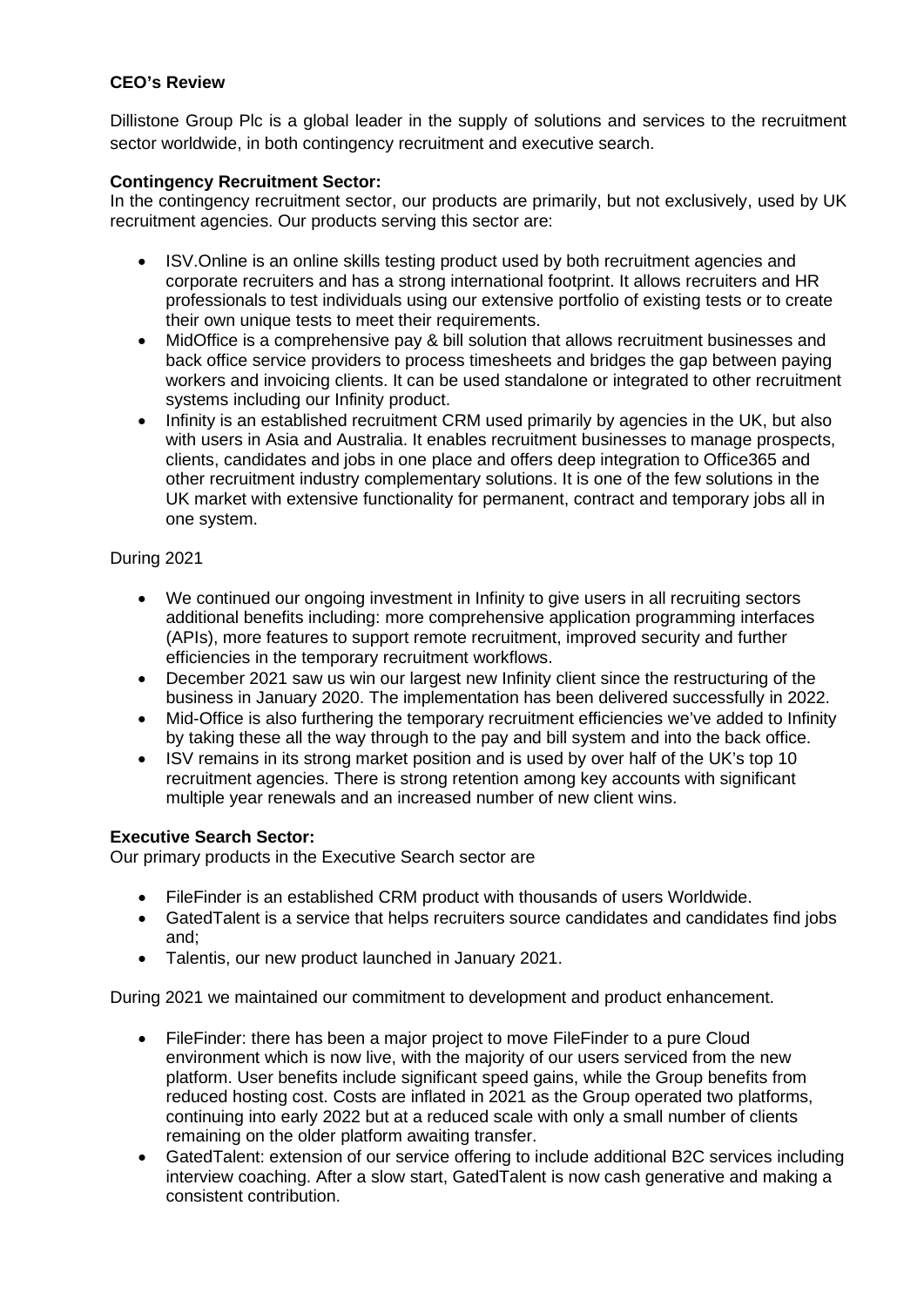**CEO's Review**

Dillistone Group Plc is a global leader in the supply of solutions and services to the recruitment sector worldwide, in both contingency recruitment and executive search.

**Contingency Recruitment Sector:**
In the contingency recruitment sector, our products are primarily, but not exclusively, used by UK recruitment agencies. Our products serving this sector are:

- ISV.Online is an online skills testing product used by both recruitment agencies and corporate recruiters and has a strong international footprint. It allows recruiters and HR professionals to test individuals using our extensive portfolio of existing tests or to create their own unique tests to meet their requirements.
- MidOffice is a comprehensive pay & bill solution that allows recruitment businesses and back office service providers to process timesheets and bridges the gap between paying workers and invoicing clients. It can be used standalone or integrated to other recruitment systems including our Infinity product.
- Infinity is an established recruitment CRM used primarily by agencies in the UK, but also with users in Asia and Australia. It enables recruitment businesses to manage prospects, clients, candidates and jobs in one place and offers deep integration to Office365 and other recruitment industry complementary solutions. It is one of the few solutions in the UK market with extensive functionality for permanent, contract and temporary jobs all in one system.

During 2021

- We continued our ongoing investment in Infinity to give users in all recruiting sectors additional benefits including: more comprehensive application programming interfaces (APIs), more features to support remote recruitment, improved security and further efficiencies in the temporary recruitment workflows.
- December 2021 saw us win our largest new Infinity client since the restructuring of the business in January 2020. The implementation has been delivered successfully in 2022.
- Mid-Office is also furthering the temporary recruitment efficiencies we've added to Infinity by taking these all the way through to the pay and bill system and into the back office.
- ISV remains in its strong market position and is used by over half of the UK's top 10 recruitment agencies. There is strong retention among key accounts with significant multiple year renewals and an increased number of new client wins.

**Executive Search Sector:**
Our primary products in the Executive Search sector are

- FileFinder is an established CRM product with thousands of users Worldwide.
- GatedTalent is a service that helps recruiters source candidates and candidates find jobs and;
- Talentis, our new product launched in January 2021.

During 2021 we maintained our commitment to development and product enhancement.

- FileFinder: there has been a major project to move FileFinder to a pure Cloud environment which is now live, with the majority of our users serviced from the new platform. User benefits include significant speed gains, while the Group benefits from reduced hosting cost. Costs are inflated in 2021 as the Group operated two platforms, continuing into early 2022 but at a reduced scale with only a small number of clients remaining on the older platform awaiting transfer.
- GatedTalent: extension of our service offering to include additional B2C services including interview coaching. After a slow start, GatedTalent is now cash generative and making a consistent contribution.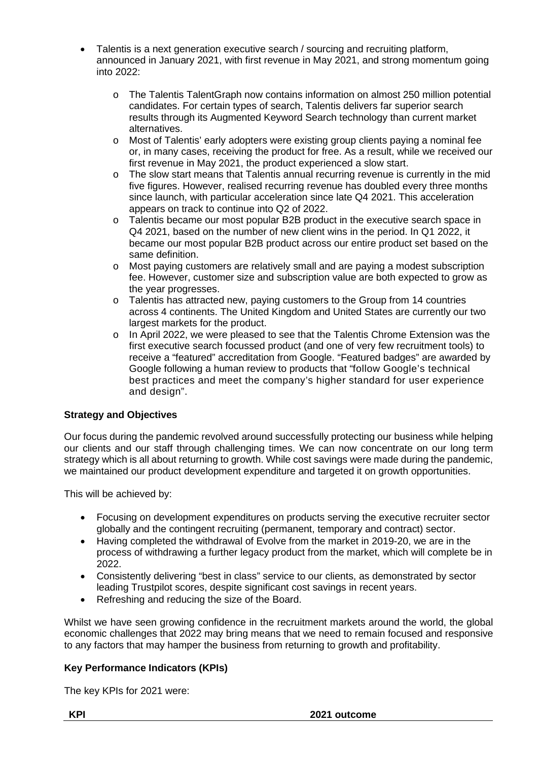- Talentis is a next generation executive search / sourcing and recruiting platform, announced in January 2021, with first revenue in May 2021, and strong momentum going into 2022:
    - The Talentis TalentGraph now contains information on almost 250 million potential candidates. For certain types of search, Talentis delivers far superior search results through its Augmented Keyword Search technology than current market alternatives.
    - Most of Talentis' early adopters were existing group clients paying a nominal fee or, in many cases, receiving the product for free. As a result, while we received our first revenue in May 2021, the product experienced a slow start.
    - The slow start means that Talentis annual recurring revenue is currently in the mid five figures. However, realised recurring revenue has doubled every three months since launch, with particular acceleration since late Q4 2021. This acceleration appears on track to continue into Q2 of 2022.
    - Talentis became our most popular B2B product in the executive search space in Q4 2021, based on the number of new client wins in the period. In Q1 2022, it became our most popular B2B product across our entire product set based on the same definition.
    - Most paying customers are relatively small and are paying a modest subscription fee. However, customer size and subscription value are both expected to grow as the year progresses.
    - Talentis has attracted new, paying customers to the Group from 14 countries across 4 continents. The United Kingdom and United States are currently our two largest markets for the product.
    - In April 2022, we were pleased to see that the Talentis Chrome Extension was the first executive search focussed product (and one of very few recruitment tools) to receive a "featured" accreditation from Google. "Featured badges" are awarded by Google following a human review to products that "follow Google's technical best practices and meet the company's higher standard for user experience and design".

**Strategy and Objectives**

Our focus during the pandemic revolved around successfully protecting our business while helping our clients and our staff through challenging times. We can now concentrate on our long term strategy which is all about returning to growth. While cost savings were made during the pandemic, we maintained our product development expenditure and targeted it on growth opportunities.

This will be achieved by:

- Focusing on development expenditures on products serving the executive recruiter sector globally and the contingent recruiting (permanent, temporary and contract) sector.
- Having completed the withdrawal of Evolve from the market in 2019-20, we are in the process of withdrawing a further legacy product from the market, which will complete be in 2022.
- Consistently delivering "best in class" service to our clients, as demonstrated by sector leading Trustpilot scores, despite significant cost savings in recent years.
- Refreshing and reducing the size of the Board.

Whilst we have seen growing confidence in the recruitment markets around the world, the global economic challenges that 2022 may bring means that we need to remain focused and responsive to any factors that may hamper the business from returning to growth and profitability.

**Key Performance Indicators (KPIs)**

The key KPIs for 2021 were:

| KPI | 2021 outcome |
|---|---|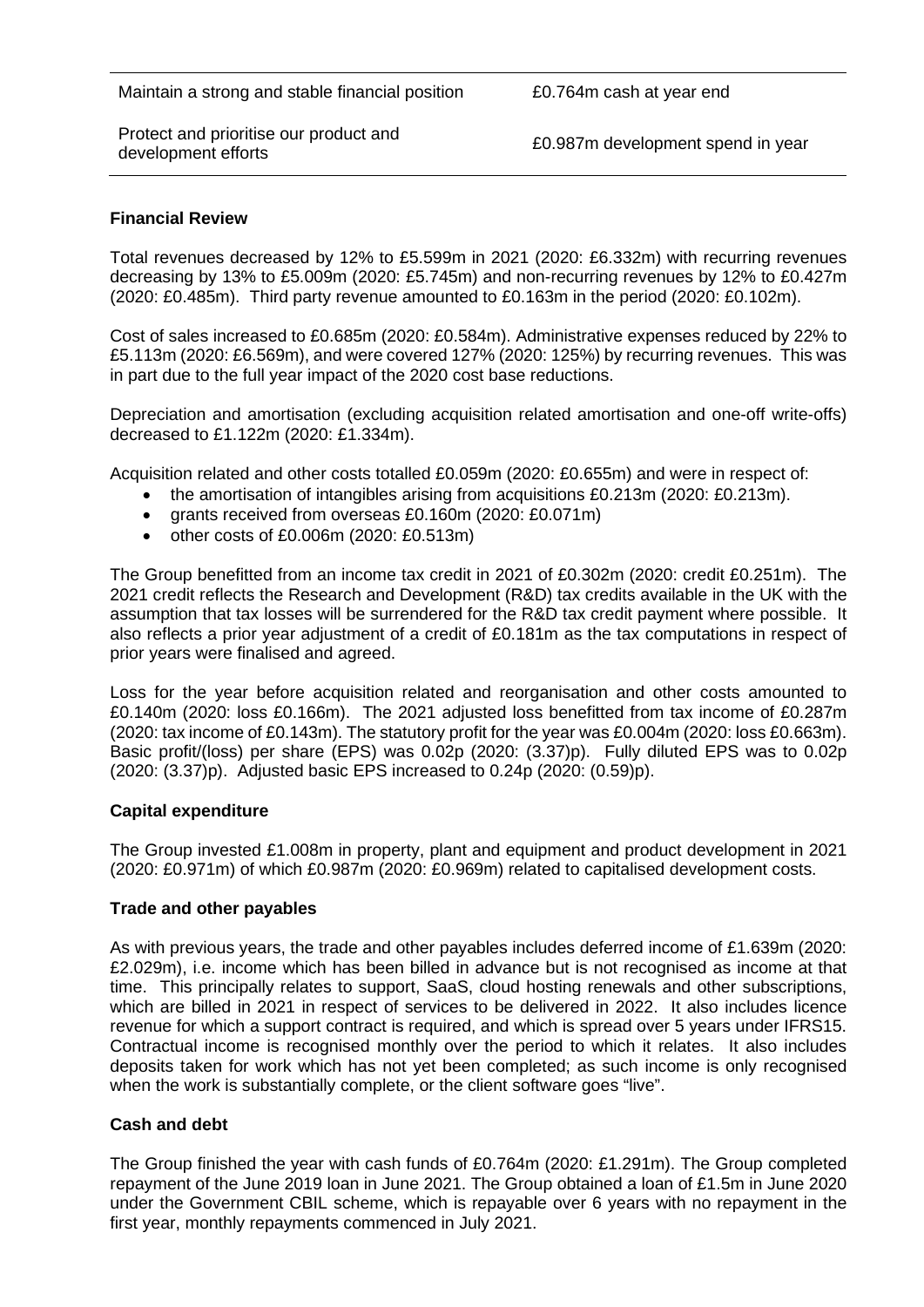| | |
|---|---|
| Maintain a strong and stable financial position | £0.764m cash at year end |
| Protect and prioritise our product and development efforts | £0.987m development spend in year |

## Financial Review

Total revenues decreased by 12% to £5.599m in 2021 (2020: £6.332m) with recurring revenues decreasing by 13% to £5.009m (2020: £5.745m) and non-recurring revenues by 12% to £0.427m (2020: £0.485m). Third party revenue amounted to £0.163m in the period (2020: £0.102m).

Cost of sales increased to £0.685m (2020: £0.584m). Administrative expenses reduced by 22% to £5.113m (2020: £6.569m), and were covered 127% (2020: 125%) by recurring revenues. This was in part due to the full year impact of the 2020 cost base reductions.

Depreciation and amortisation (excluding acquisition related amortisation and one-off write-offs) decreased to £1.122m (2020: £1.334m).

Acquisition related and other costs totalled £0.059m (2020: £0.655m) and were in respect of:

- the amortisation of intangibles arising from acquisitions £0.213m (2020: £0.213m).
- grants received from overseas £0.160m (2020: £0.071m)
- other costs of £0.006m (2020: £0.513m)

The Group benefitted from an income tax credit in 2021 of £0.302m (2020: credit £0.251m). The 2021 credit reflects the Research and Development (R&D) tax credits available in the UK with the assumption that tax losses will be surrendered for the R&D tax credit payment where possible. It also reflects a prior year adjustment of a credit of £0.181m as the tax computations in respect of prior years were finalised and agreed.

Loss for the year before acquisition related and reorganisation and other costs amounted to £0.140m (2020: loss £0.166m). The 2021 adjusted loss benefitted from tax income of £0.287m (2020: tax income of £0.143m). The statutory profit for the year was £0.004m (2020: loss £0.663m). Basic profit/(loss) per share (EPS) was 0.02p (2020: (3.37)p). Fully diluted EPS was to 0.02p (2020: (3.37)p). Adjusted basic EPS increased to 0.24p (2020: (0.59)p).

## Capital expenditure

The Group invested £1.008m in property, plant and equipment and product development in 2021 (2020: £0.971m) of which £0.987m (2020: £0.969m) related to capitalised development costs.

## Trade and other payables

As with previous years, the trade and other payables includes deferred income of £1.639m (2020: £2.029m), i.e. income which has been billed in advance but is not recognised as income at that time. This principally relates to support, SaaS, cloud hosting renewals and other subscriptions, which are billed in 2021 in respect of services to be delivered in 2022. It also includes licence revenue for which a support contract is required, and which is spread over 5 years under IFRS15. Contractual income is recognised monthly over the period to which it relates. It also includes deposits taken for work which has not yet been completed; as such income is only recognised when the work is substantially complete, or the client software goes "live".

## Cash and debt

The Group finished the year with cash funds of £0.764m (2020: £1.291m). The Group completed repayment of the June 2019 loan in June 2021. The Group obtained a loan of £1.5m in June 2020 under the Government CBIL scheme, which is repayable over 6 years with no repayment in the first year, monthly repayments commenced in July 2021.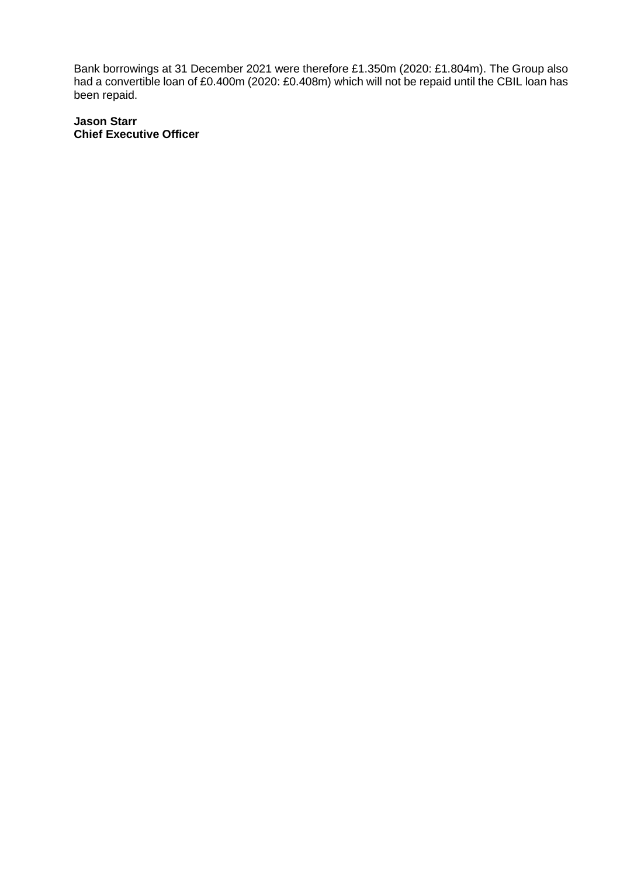Bank borrowings at 31 December 2021 were therefore £1.350m (2020: £1.804m). The Group also had a convertible loan of £0.400m (2020: £0.408m) which will not be repaid until the CBIL loan has been repaid.

**Jason Starr**
**Chief Executive Officer**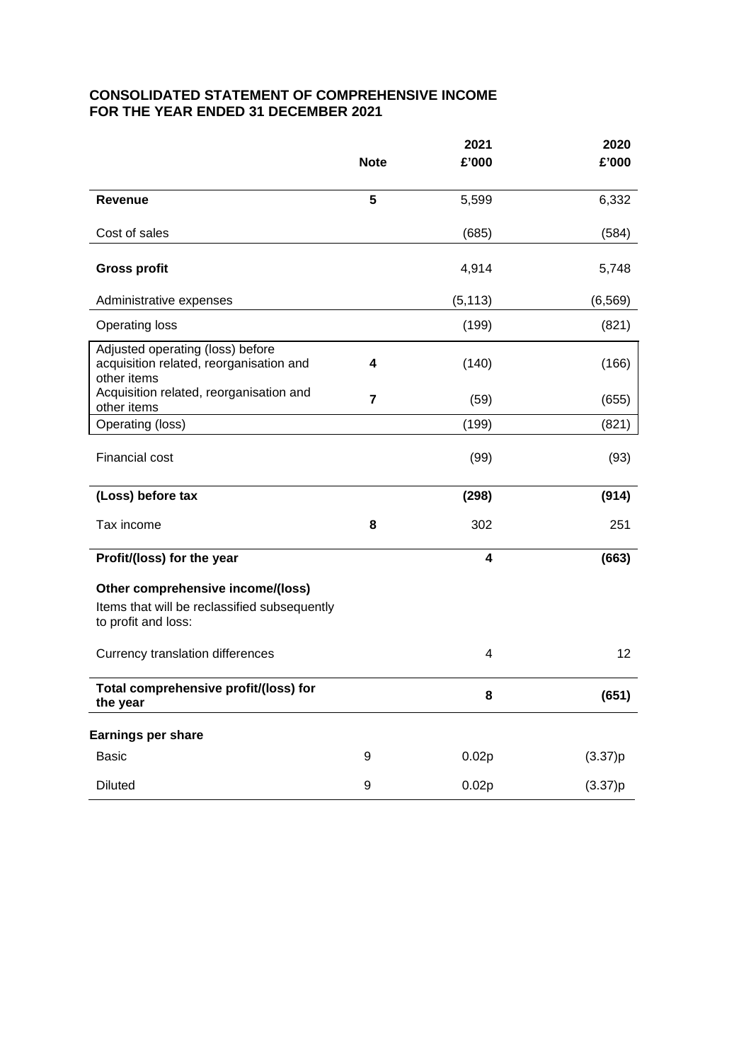## CONSOLIDATED STATEMENT OF COMPREHENSIVE INCOME
## FOR THE YEAR ENDED 31 DECEMBER 2021

| | Note | 2021<br>£'000 | 2020<br>£'000 |
|---|---|---|---|
| **Revenue** | **5** | 5,599 | 6,332 |
| Cost of sales | | (685) | (584) |
| **Gross profit** | | 4,914 | 5,748 |
| Administrative expenses | | (5,113) | (6,569) |
| Operating loss | | (199) | (821) |
| Adjusted operating (loss) before acquisition related, reorganisation and other items | **4** | (140) | (166) |
| Acquisition related, reorganisation and other items | **7** | (59) | (655) |
| Operating (loss) | | (199) | (821) |
| Financial cost | | (99) | (93) |
| **(Loss) before tax** | | **(298)** | **(914)** |
| Tax income | **8** | 302 | 251 |
| **Profit/(loss) for the year** | | **4** | **(663)** |
| **Other comprehensive income/(loss)** | | | |
| Items that will be reclassified subsequently to profit and loss: | | | |
| Currency translation differences | | 4 | 12 |
| **Total comprehensive profit/(loss) for the year** | | **8** | **(651)** |
| **Earnings per share** | | | |
| Basic | 9 | 0.02p | (3.37)p |
| Diluted | 9 | 0.02p | (3.37)p |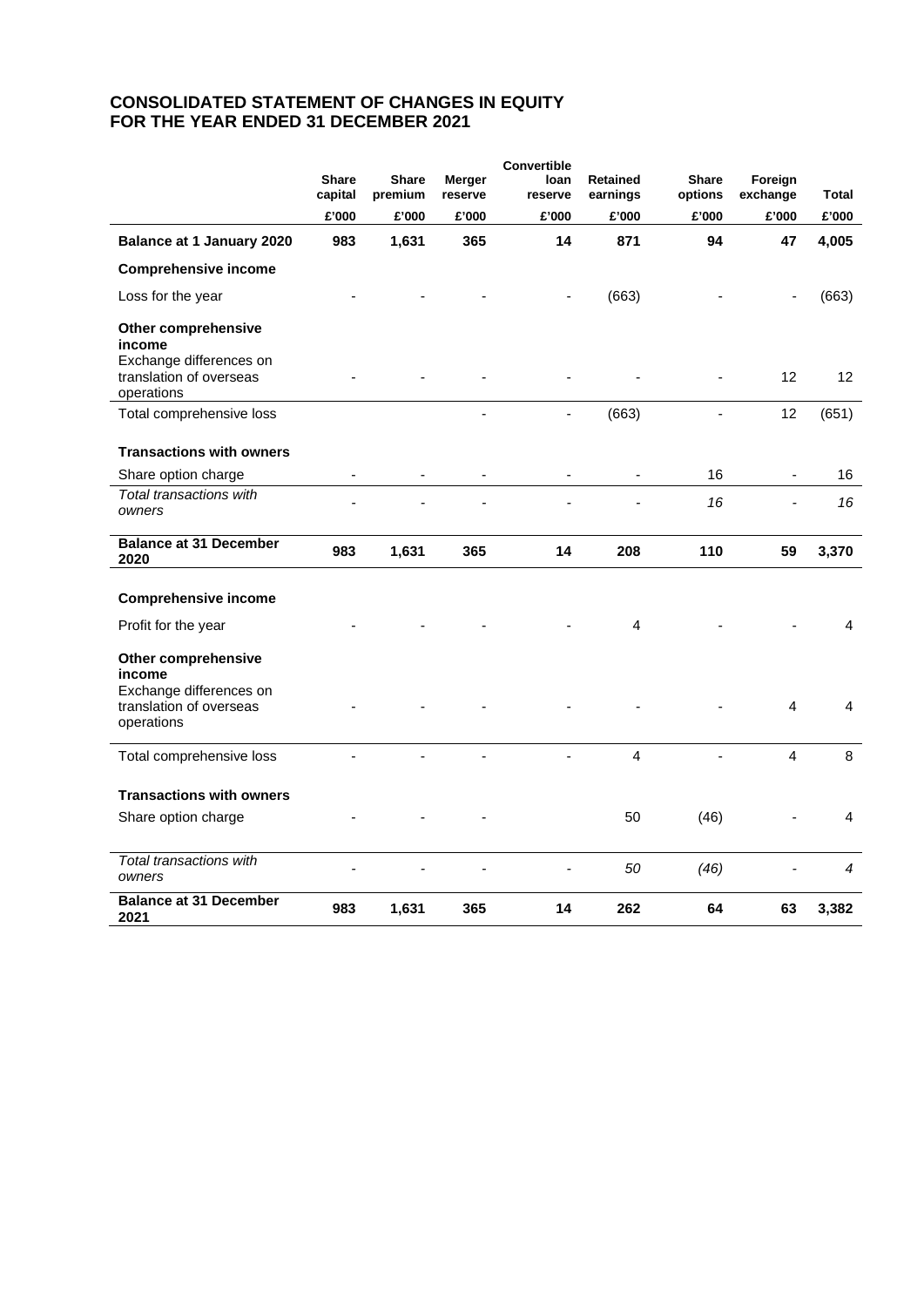# CONSOLIDATED STATEMENT OF CHANGES IN EQUITY FOR THE YEAR ENDED 31 DECEMBER 2021

| | Share capital | Share premium | Merger reserve | Convertible loan reserve | Retained earnings | Share options | Foreign exchange | Total |
|---|---|---|---|---|---|---|---|---|
| | £'000 | £'000 | £'000 | £'000 | £'000 | £'000 | £'000 | £'000 |
| **Balance at 1 January 2020** | **983** | **1,631** | **365** | **14** | **871** | **94** | **47** | **4,005** |
| **Comprehensive income** | | | | | | | | |
| Loss for the year | - | - | - | - | (663) | - | - | (663) |
| **Other comprehensive income** | | | | | | | | |
| Exchange differences on translation of overseas operations | - | - | - | - | - | - | 12 | 12 |
| Total comprehensive loss | | | - | - | (663) | - | 12 | (651) |
| **Transactions with owners** | | | | | | | | |
| Share option charge | - | - | - | - | - | 16 | - | 16 |
| *Total transactions with owners* | - | - | - | - | - | *16* | - | *16* |
| **Balance at 31 December 2020** | **983** | **1,631** | **365** | **14** | **208** | **110** | **59** | **3,370** |
| **Comprehensive income** | | | | | | | | |
| Profit for the year | - | - | - | - | 4 | - | - | 4 |
| **Other comprehensive income** | | | | | | | | |
| Exchange differences on translation of overseas operations | - | - | - | - | - | - | 4 | 4 |
| Total comprehensive loss | - | - | - | - | 4 | - | 4 | 8 |
| **Transactions with owners** | | | | | | | | |
| Share option charge | - | - | - | | 50 | (46) | - | 4 |
| *Total transactions with owners* | - | - | - | - | *50* | *(46)* | - | *4* |
| **Balance at 31 December 2021** | **983** | **1,631** | **365** | **14** | **262** | **64** | **63** | **3,382** |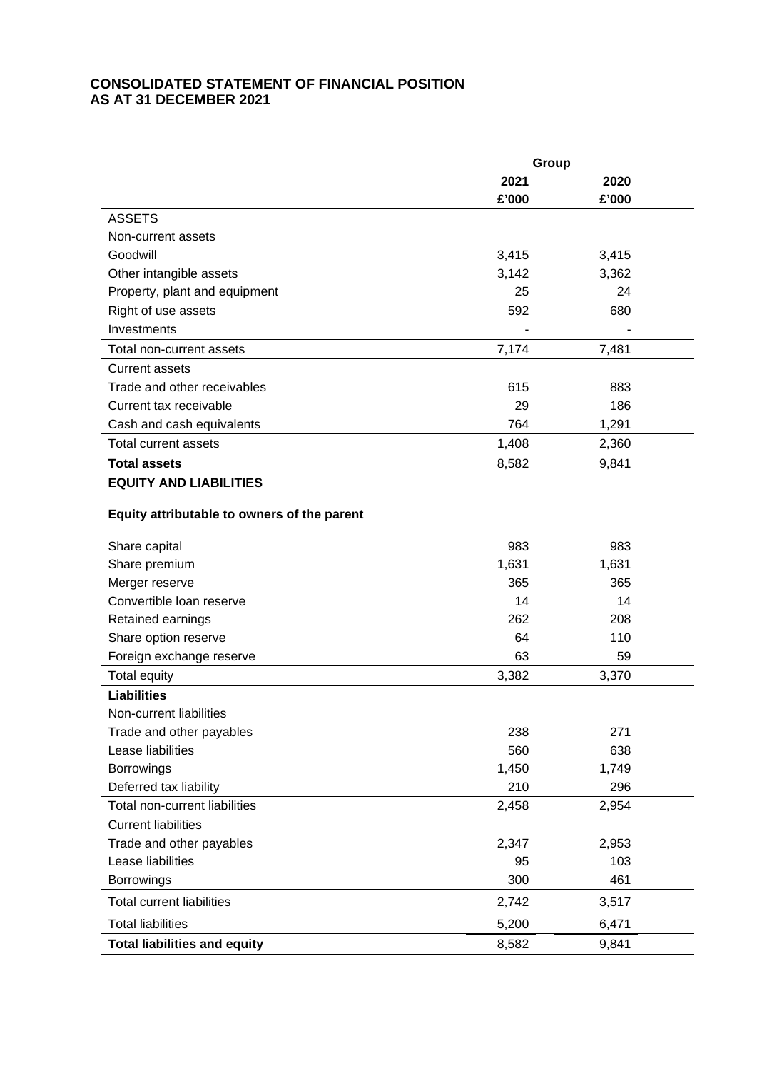**CONSOLIDATED STATEMENT OF FINANCIAL POSITION**
**AS AT 31 DECEMBER 2021**

| | Group | |
|---|---|---|
| | **2021** | **2020** |
| | **£'000** | **£'000** |
| ASSETS | | |
| Non-current assets | | |
| Goodwill | 3,415 | 3,415 |
| Other intangible assets | 3,142 | 3,362 |
| Property, plant and equipment | 25 | 24 |
| Right of use assets | 592 | 680 |
| Investments | - | - |
| Total non-current assets | 7,174 | 7,481 |
| Current assets | | |
| Trade and other receivables | 615 | 883 |
| Current tax receivable | 29 | 186 |
| Cash and cash equivalents | 764 | 1,291 |
| Total current assets | 1,408 | 2,360 |
| **Total assets** | 8,582 | 9,841 |
| **EQUITY AND LIABILITIES** | | |
| **Equity attributable to owners of the parent** | | |
| Share capital | 983 | 983 |
| Share premium | 1,631 | 1,631 |
| Merger reserve | 365 | 365 |
| Convertible loan reserve | 14 | 14 |
| Retained earnings | 262 | 208 |
| Share option reserve | 64 | 110 |
| Foreign exchange reserve | 63 | 59 |
| Total equity | 3,382 | 3,370 |
| **Liabilities** | | |
| Non-current liabilities | | |
| Trade and other payables | 238 | 271 |
| Lease liabilities | 560 | 638 |
| Borrowings | 1,450 | 1,749 |
| Deferred tax liability | 210 | 296 |
| Total non-current liabilities | 2,458 | 2,954 |
| Current liabilities | | |
| Trade and other payables | 2,347 | 2,953 |
| Lease liabilities | 95 | 103 |
| Borrowings | 300 | 461 |
| Total current liabilities | 2,742 | 3,517 |
| Total liabilities | 5,200 | 6,471 |
| **Total liabilities and equity** | 8,582 | 9,841 |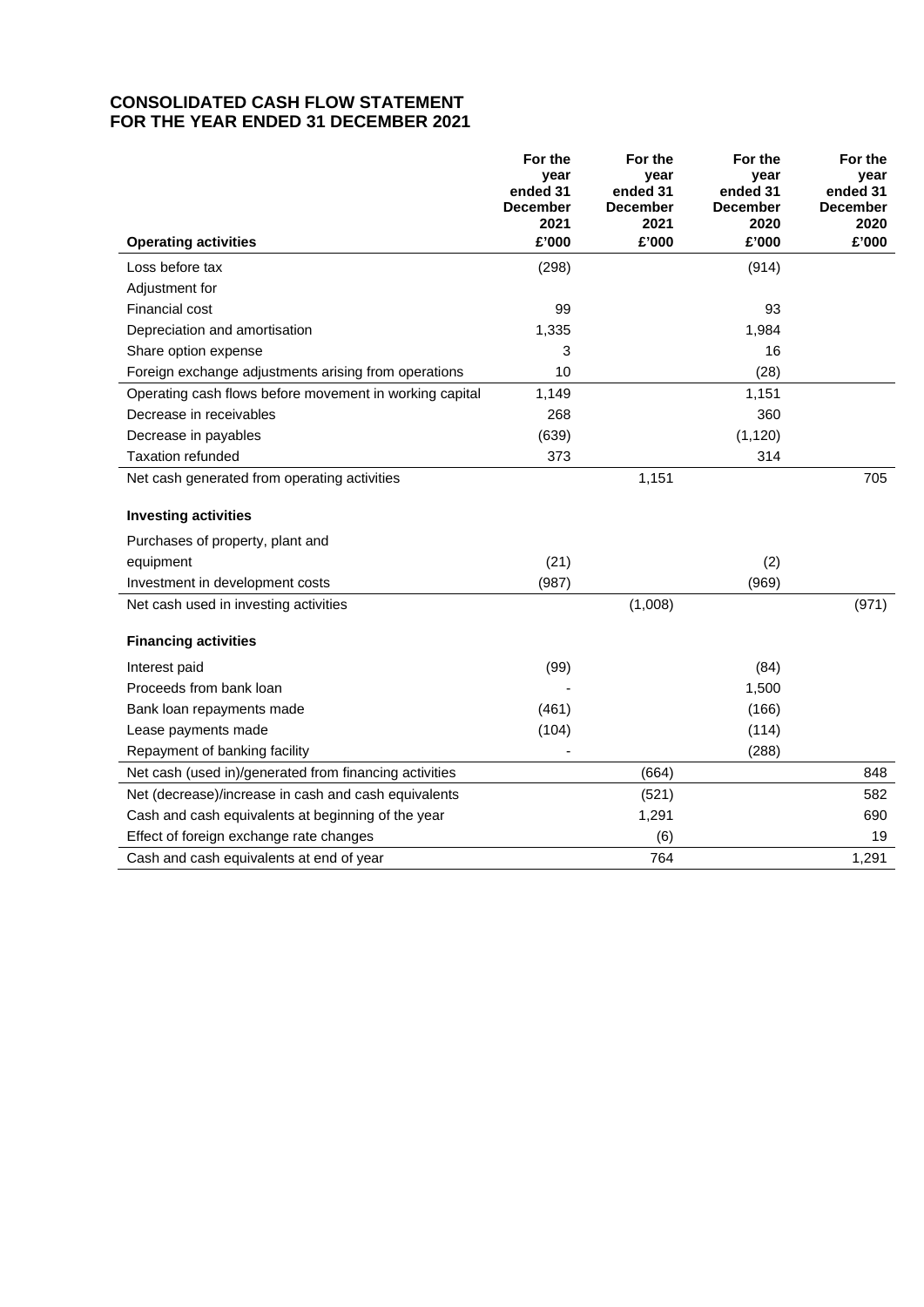# CONSOLIDATED CASH FLOW STATEMENT
# FOR THE YEAR ENDED 31 DECEMBER 2021

| Operating activities | For the year ended 31 December 2021 £'000 | For the year ended 31 December 2021 £'000 | For the year ended 31 December 2020 £'000 | For the year ended 31 December 2020 £'000 |
|---|---|---|---|---|
| Loss before tax | (298) | | (914) | |
| Adjustment for | | | | |
| Financial cost | 99 | | 93 | |
| Depreciation and amortisation | 1,335 | | 1,984 | |
| Share option expense | 3 | | 16 | |
| Foreign exchange adjustments arising from operations | 10 | | (28) | |
| Operating cash flows before movement in working capital | 1,149 | | 1,151 | |
| Decrease in receivables | 268 | | 360 | |
| Decrease in payables | (639) | | (1,120) | |
| Taxation refunded | 373 | | 314 | |
| Net cash generated from operating activities | | 1,151 | | 705 |
| **Investing activities** | | | | |
| Purchases of property, plant and equipment | (21) | | (2) | |
| Investment in development costs | (987) | | (969) | |
| Net cash used in investing activities | | (1,008) | | (971) |
| **Financing activities** | | | | |
| Interest paid | (99) | | (84) | |
| Proceeds from bank loan | - | | 1,500 | |
| Bank loan repayments made | (461) | | (166) | |
| Lease payments made | (104) | | (114) | |
| Repayment of banking facility | - | | (288) | |
| Net cash (used in)/generated from financing activities | | (664) | | 848 |
| Net (decrease)/increase in cash and cash equivalents | | (521) | | 582 |
| Cash and cash equivalents at beginning of the year | | 1,291 | | 690 |
| Effect of foreign exchange rate changes | | (6) | | 19 |
| Cash and cash equivalents at end of year | | 764 | | 1,291 |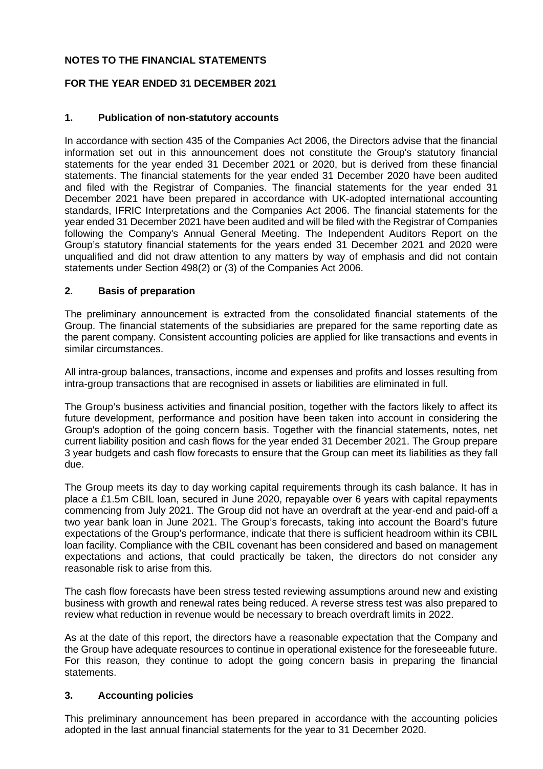**NOTES TO THE FINANCIAL STATEMENTS**

**FOR THE YEAR ENDED 31 DECEMBER 2021**

## 1. Publication of non-statutory accounts

In accordance with section 435 of the Companies Act 2006, the Directors advise that the financial information set out in this announcement does not constitute the Group's statutory financial statements for the year ended 31 December 2021 or 2020, but is derived from these financial statements. The financial statements for the year ended 31 December 2020 have been audited and filed with the Registrar of Companies. The financial statements for the year ended 31 December 2021 have been prepared in accordance with UK-adopted international accounting standards, IFRIC Interpretations and the Companies Act 2006. The financial statements for the year ended 31 December 2021 have been audited and will be filed with the Registrar of Companies following the Company's Annual General Meeting. The Independent Auditors Report on the Group's statutory financial statements for the years ended 31 December 2021 and 2020 were unqualified and did not draw attention to any matters by way of emphasis and did not contain statements under Section 498(2) or (3) of the Companies Act 2006.

## 2. Basis of preparation

The preliminary announcement is extracted from the consolidated financial statements of the Group. The financial statements of the subsidiaries are prepared for the same reporting date as the parent company. Consistent accounting policies are applied for like transactions and events in similar circumstances.

All intra-group balances, transactions, income and expenses and profits and losses resulting from intra-group transactions that are recognised in assets or liabilities are eliminated in full.

The Group's business activities and financial position, together with the factors likely to affect its future development, performance and position have been taken into account in considering the Group's adoption of the going concern basis. Together with the financial statements, notes, net current liability position and cash flows for the year ended 31 December 2021. The Group prepare 3 year budgets and cash flow forecasts to ensure that the Group can meet its liabilities as they fall due.

The Group meets its day to day working capital requirements through its cash balance. It has in place a £1.5m CBIL loan, secured in June 2020, repayable over 6 years with capital repayments commencing from July 2021. The Group did not have an overdraft at the year-end and paid-off a two year bank loan in June 2021. The Group's forecasts, taking into account the Board's future expectations of the Group's performance, indicate that there is sufficient headroom within its CBIL loan facility. Compliance with the CBIL covenant has been considered and based on management expectations and actions, that could practically be taken, the directors do not consider any reasonable risk to arise from this.

The cash flow forecasts have been stress tested reviewing assumptions around new and existing business with growth and renewal rates being reduced. A reverse stress test was also prepared to review what reduction in revenue would be necessary to breach overdraft limits in 2022.

As at the date of this report, the directors have a reasonable expectation that the Company and the Group have adequate resources to continue in operational existence for the foreseeable future. For this reason, they continue to adopt the going concern basis in preparing the financial statements.

## 3. Accounting policies

This preliminary announcement has been prepared in accordance with the accounting policies adopted in the last annual financial statements for the year to 31 December 2020.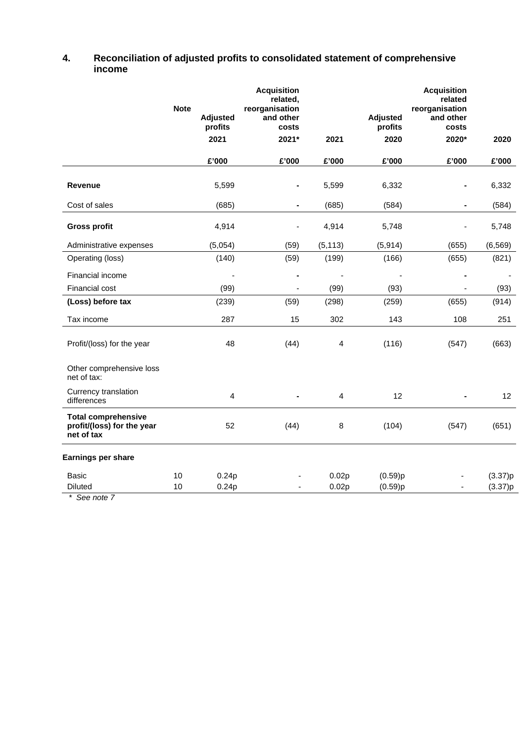## 4. Reconciliation of adjusted profits to consolidated statement of comprehensive income

| | Note | Adjusted profits 2021 | Acquisition related, reorganisation and other costs 2021* | 2021 | Adjusted profits 2020 | Acquisition related reorganisation and other costs 2020* | 2020 |
|---|---|---|---|---|---|---|---|
| | | £'000 | £'000 | £'000 | £'000 | £'000 | £'000 |
| **Revenue** | | 5,599 | - | 5,599 | 6,332 | - | 6,332 |
| Cost of sales | | (685) | - | (685) | (584) | - | (584) |
| **Gross profit** | | 4,914 | - | 4,914 | 5,748 | - | 5,748 |
| Administrative expenses | | (5,054) | (59) | (5,113) | (5,914) | (655) | (6,569) |
| Operating (loss) | | (140) | (59) | (199) | (166) | (655) | (821) |
| Financial income | | - | - | - | - | - | - |
| Financial cost | | (99) | - | (99) | (93) | - | (93) |
| **(Loss) before tax** | | (239) | (59) | (298) | (259) | (655) | (914) |
| Tax income | | 287 | 15 | 302 | 143 | 108 | 251 |
| Profit/(loss) for the year | | 48 | (44) | 4 | (116) | (547) | (663) |
| Other comprehensive loss net of tax: | | | | | | | |
| Currency translation differences | | 4 | - | 4 | 12 | - | 12 |
| **Total comprehensive profit/(loss) for the year net of tax** | | 52 | (44) | 8 | (104) | (547) | (651) |
| **Earnings per share** | | | | | | | |
| Basic | 10 | 0.24p | - | 0.02p | (0.59)p | - | (3.37)p |
| Diluted | 10 | 0.24p | - | 0.02p | (0.59)p | - | (3.37)p |

*\* See note 7*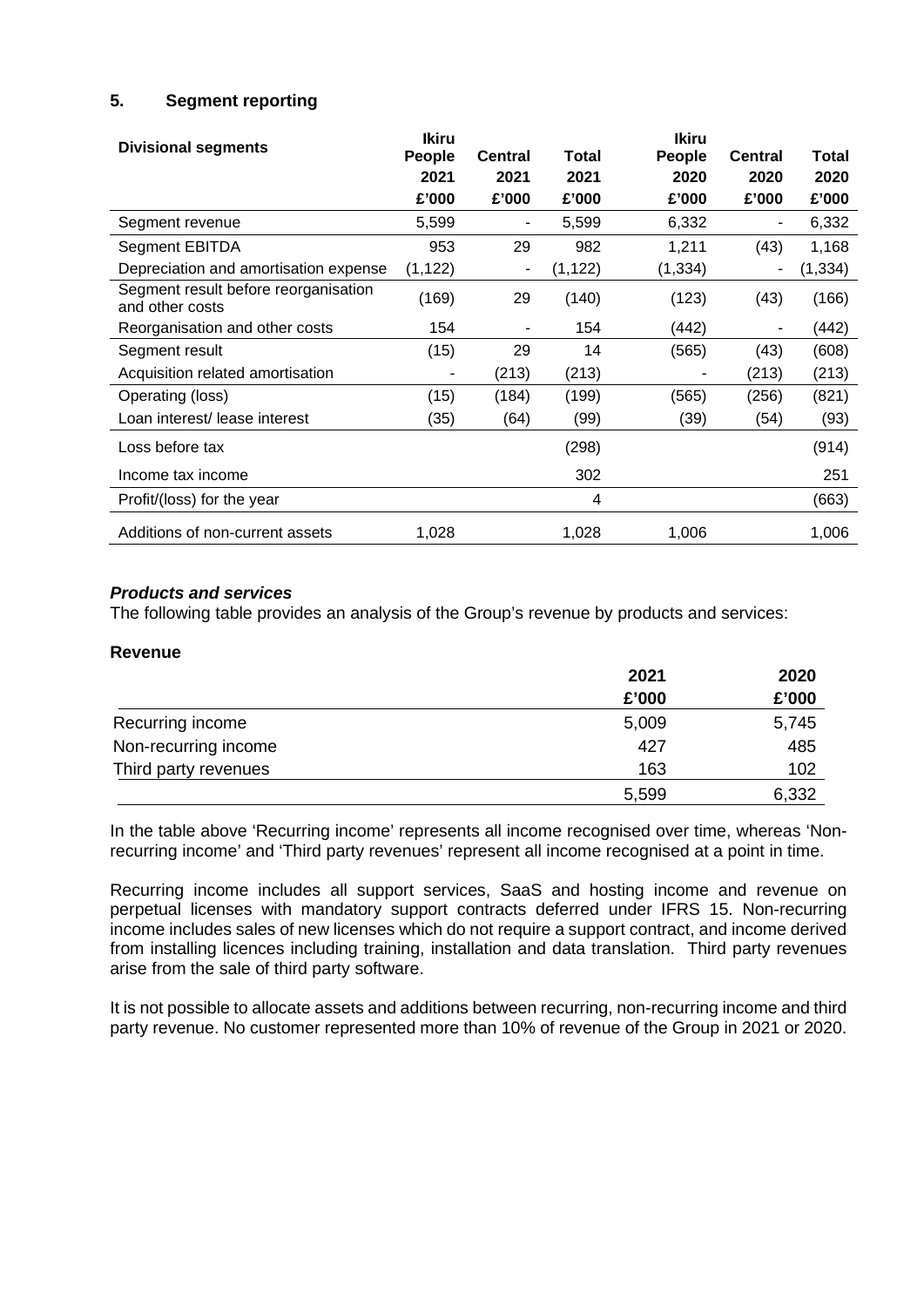## 5. Segment reporting

| Divisional segments | Ikiru People 2021 £'000 | Central 2021 £'000 | Total 2021 £'000 | Ikiru People 2020 £'000 | Central 2020 £'000 | Total 2020 £'000 |
|---|---|---|---|---|---|---|
| Segment revenue | 5,599 | - | 5,599 | 6,332 | - | 6,332 |
| Segment EBITDA | 953 | 29 | 982 | 1,211 | (43) | 1,168 |
| Depreciation and amortisation expense | (1,122) | - | (1,122) | (1,334) | - | (1,334) |
| Segment result before reorganisation and other costs | (169) | 29 | (140) | (123) | (43) | (166) |
| Reorganisation and other costs | 154 | - | 154 | (442) | - | (442) |
| Segment result | (15) | 29 | 14 | (565) | (43) | (608) |
| Acquisition related amortisation | - | (213) | (213) | - | (213) | (213) |
| Operating (loss) | (15) | (184) | (199) | (565) | (256) | (821) |
| Loan interest/ lease interest | (35) | (64) | (99) | (39) | (54) | (93) |
| Loss before tax | | | (298) | | | (914) |
| Income tax income | | | 302 | | | 251 |
| Profit/(loss) for the year | | | 4 | | | (663) |
| Additions of non-current assets | 1,028 | | 1,028 | 1,006 | | 1,006 |

### *Products and services*

The following table provides an analysis of the Group's revenue by products and services:

**Revenue**

| | 2021 £'000 | 2020 £'000 |
|---|---|---|
| Recurring income | 5,009 | 5,745 |
| Non-recurring income | 427 | 485 |
| Third party revenues | 163 | 102 |
| | 5,599 | 6,332 |

In the table above 'Recurring income' represents all income recognised over time, whereas 'Non-recurring income' and 'Third party revenues' represent all income recognised at a point in time.

Recurring income includes all support services, SaaS and hosting income and revenue on perpetual licenses with mandatory support contracts deferred under IFRS 15. Non-recurring income includes sales of new licenses which do not require a support contract, and income derived from installing licences including training, installation and data translation. Third party revenues arise from the sale of third party software.

It is not possible to allocate assets and additions between recurring, non-recurring income and third party revenue. No customer represented more than 10% of revenue of the Group in 2021 or 2020.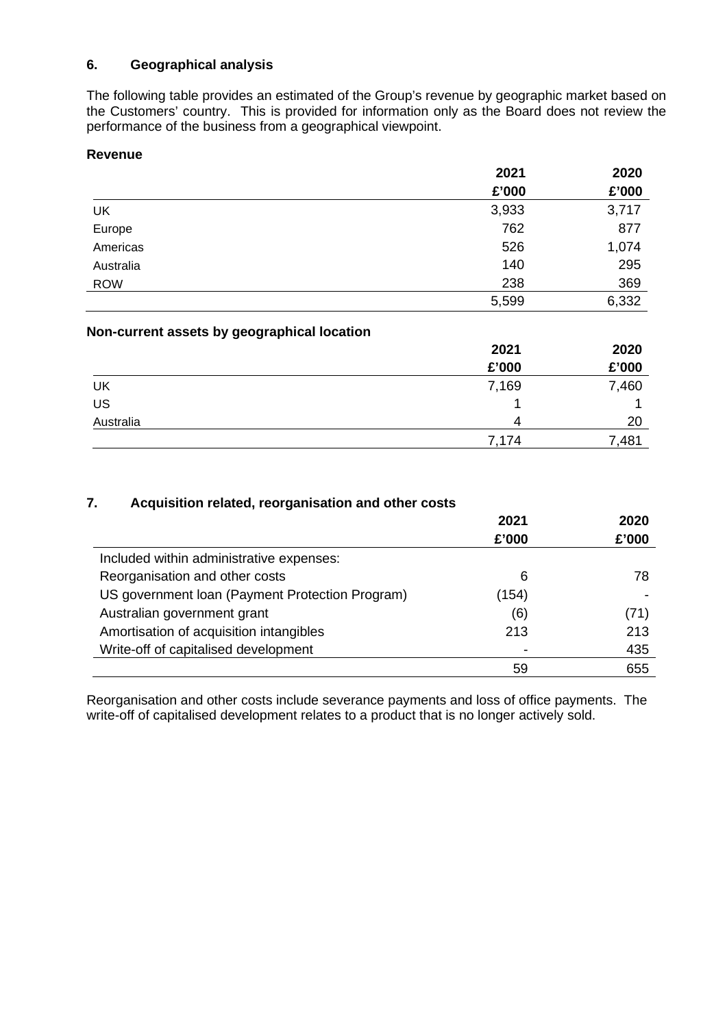## 6. Geographical analysis

The following table provides an estimated of the Group's revenue by geographic market based on the Customers' country. This is provided for information only as the Board does not review the performance of the business from a geographical viewpoint.

**Revenue**

| | 2021<br>£'000 | 2020<br>£'000 |
|---|---|---|
| UK | 3,933 | 3,717 |
| Europe | 762 | 877 |
| Americas | 526 | 1,074 |
| Australia | 140 | 295 |
| ROW | 238 | 369 |
| | 5,599 | 6,332 |

**Non-current assets by geographical location**

| | 2021<br>£'000 | 2020<br>£'000 |
|---|---|---|
| UK | 7,169 | 7,460 |
| US | 1 | 1 |
| Australia | 4 | 20 |
| | 7,174 | 7,481 |

## 7. Acquisition related, reorganisation and other costs

| | 2021<br>£'000 | 2020<br>£'000 |
|---|---|---|
| Included within administrative expenses: | | |
| Reorganisation and other costs | 6 | 78 |
| US government loan (Payment Protection Program) | (154) | - |
| Australian government grant | (6) | (71) |
| Amortisation of acquisition intangibles | 213 | 213 |
| Write-off of capitalised development | - | 435 |
| | 59 | 655 |

Reorganisation and other costs include severance payments and loss of office payments. The write-off of capitalised development relates to a product that is no longer actively sold.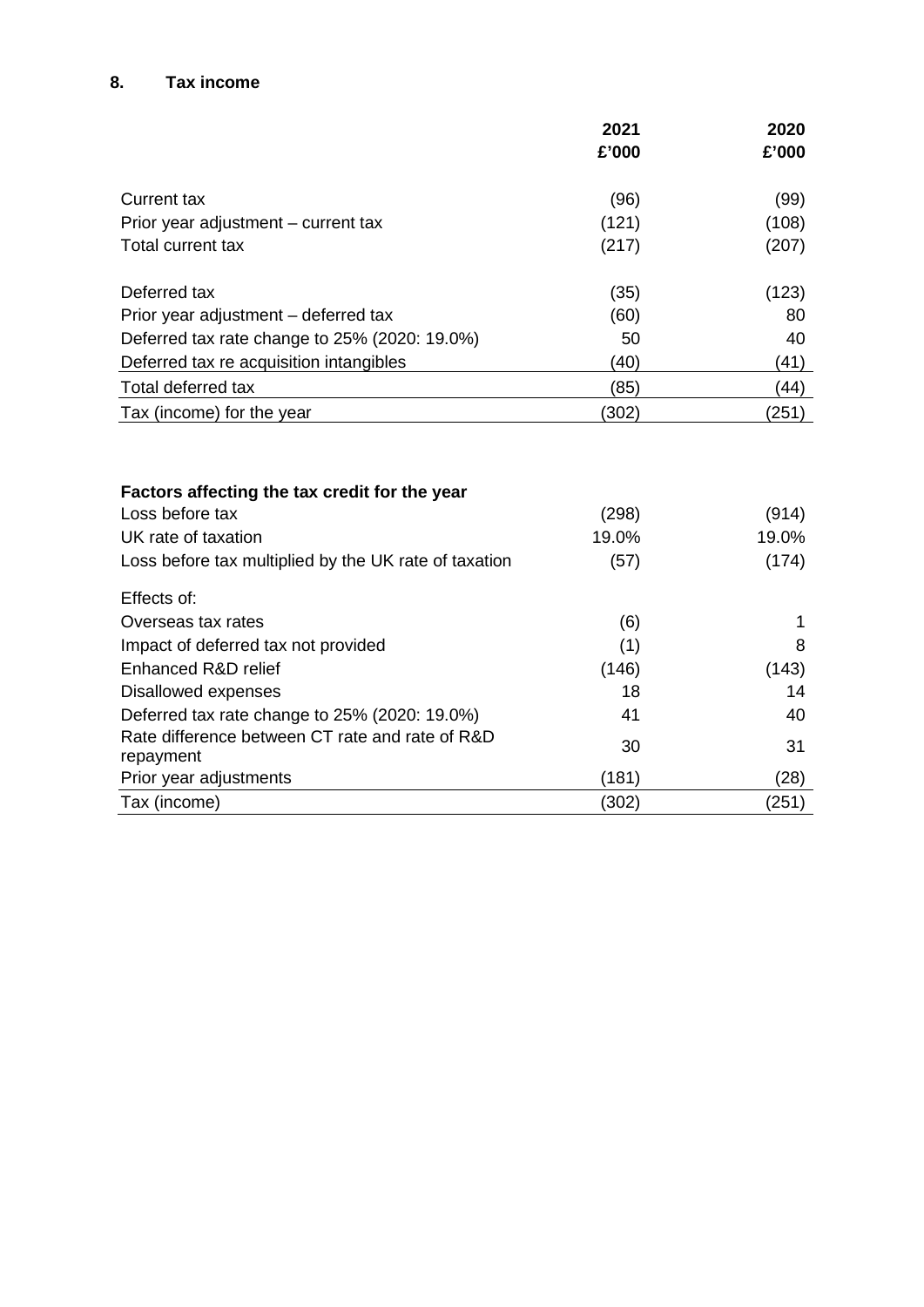## 8. Tax income

| | 2021<br>£'000 | 2020<br>£'000 |
|---|---|---|
| Current tax | (96) | (99) |
| Prior year adjustment – current tax | (121) | (108) |
| Total current tax | (217) | (207) |
| | | |
| Deferred tax | (35) | (123) |
| Prior year adjustment – deferred tax | (60) | 80 |
| Deferred tax rate change to 25% (2020: 19.0%) | 50 | 40 |
| Deferred tax re acquisition intangibles | (40) | (41) |
| Total deferred tax | (85) | (44) |
| Tax (income) for the year | (302) | (251) |

| **Factors affecting the tax credit for the year** | | |
|---|---|---|
| Loss before tax | (298) | (914) |
| UK rate of taxation | 19.0% | 19.0% |
| Loss before tax multiplied by the UK rate of taxation | (57) | (174) |
| Effects of: | | |
| Overseas tax rates | (6) | 1 |
| Impact of deferred tax not provided | (1) | 8 |
| Enhanced R&D relief | (146) | (143) |
| Disallowed expenses | 18 | 14 |
| Deferred tax rate change to 25% (2020: 19.0%) | 41 | 40 |
| Rate difference between CT rate and rate of R&D repayment | 30 | 31 |
| Prior year adjustments | (181) | (28) |
| Tax (income) | (302) | (251) |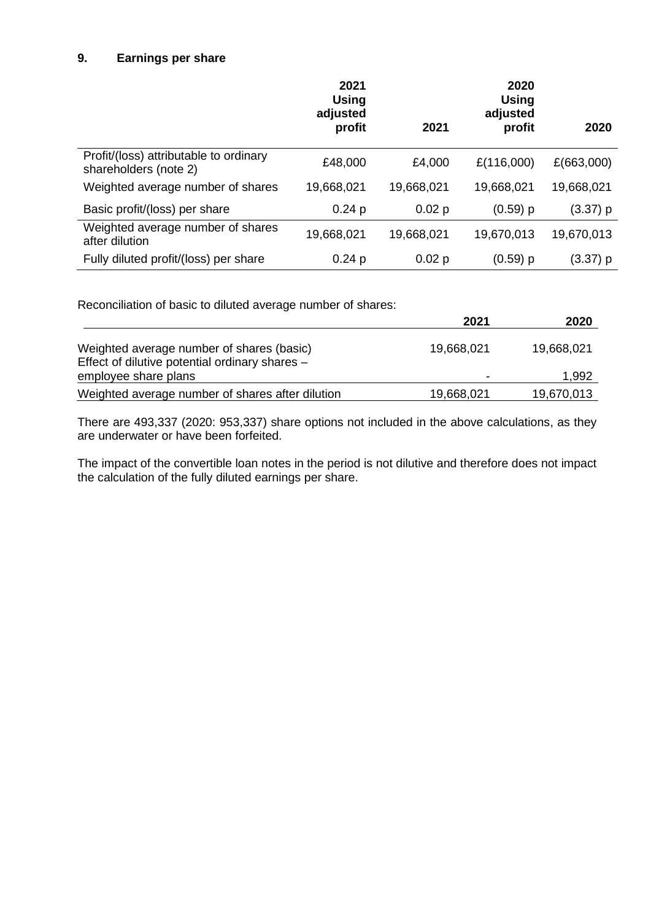## 9. Earnings per share

| | 2021 Using adjusted profit | 2021 | 2020 Using adjusted profit | 2020 |
|---|---|---|---|---|
| Profit/(loss) attributable to ordinary shareholders (note 2) | £48,000 | £4,000 | £(116,000) | £(663,000) |
| Weighted average number of shares | 19,668,021 | 19,668,021 | 19,668,021 | 19,668,021 |
| Basic profit/(loss) per share | 0.24 p | 0.02 p | (0.59) p | (3.37) p |
| Weighted average number of shares after dilution | 19,668,021 | 19,668,021 | 19,670,013 | 19,670,013 |
| Fully diluted profit/(loss) per share | 0.24 p | 0.02 p | (0.59) p | (3.37) p |

Reconciliation of basic to diluted average number of shares:

| | 2021 | 2020 |
|---|---|---|
| Weighted average number of shares (basic) | 19,668,021 | 19,668,021 |
| Effect of dilutive potential ordinary shares – employee share plans | - | 1,992 |
| Weighted average number of shares after dilution | 19,668,021 | 19,670,013 |

There are 493,337 (2020: 953,337) share options not included in the above calculations, as they are underwater or have been forfeited.

The impact of the convertible loan notes in the period is not dilutive and therefore does not impact the calculation of the fully diluted earnings per share.